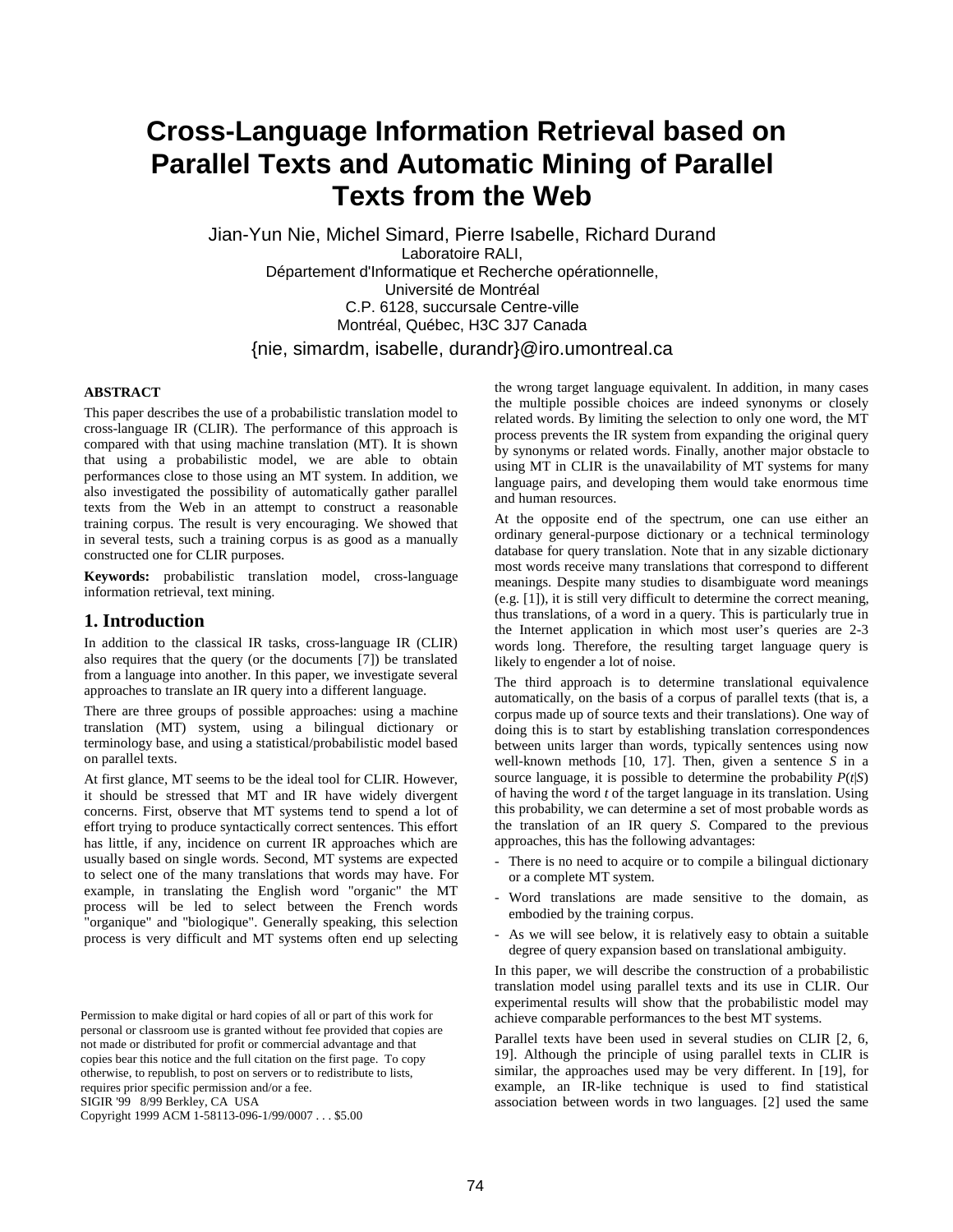# Cross-Language Information Retrieval based on Parallel Texts and Automatic Mining of Parallel Texts from the Web

Jian-Yun Nie, Michel Simard, Pierre Isabelle, Richard Durand
Laboratoire RALI,
Département d'Informatique et Recherche opérationnelle,
Université de Montréal
C.P. 6128, succursale Centre-ville
Montréal, Québec, H3C 3J7 Canada
{nie, simardm, isabelle, durandr}@iro.umontreal.ca

## ABSTRACT

This paper describes the use of a probabilistic translation model to cross-language IR (CLIR). The performance of this approach is compared with that using machine translation (MT). It is shown that using a probabilistic model, we are able to obtain performances close to those using an MT system. In addition, we also investigated the possibility of automatically gather parallel texts from the Web in an attempt to construct a reasonable training corpus. The result is very encouraging. We showed that in several tests, such a training corpus is as good as a manually constructed one for CLIR purposes.

**Keywords:** probabilistic translation model, cross-language information retrieval, text mining.

## 1. Introduction

In addition to the classical IR tasks, cross-language IR (CLIR) also requires that the query (or the documents [7]) be translated from a language into another. In this paper, we investigate several approaches to translate an IR query into a different language.

There are three groups of possible approaches: using a machine translation (MT) system, using a bilingual dictionary or terminology base, and using a statistical/probabilistic model based on parallel texts.

At first glance, MT seems to be the ideal tool for CLIR. However, it should be stressed that MT and IR have widely divergent concerns. First, observe that MT systems tend to spend a lot of effort trying to produce syntactically correct sentences. This effort has little, if any, incidence on current IR approaches which are usually based on single words. Second, MT systems are expected to select one of the many translations that words may have. For example, in translating the English word "organic" the MT process will be led to select between the French words "organique" and "biologique". Generally speaking, this selection process is very difficult and MT systems often end up selecting the wrong target language equivalent. In addition, in many cases the multiple possible choices are indeed synonyms or closely related words. By limiting the selection to only one word, the MT process prevents the IR system from expanding the original query by synonyms or related words. Finally, another major obstacle to using MT in CLIR is the unavailability of MT systems for many language pairs, and developing them would take enormous time and human resources.

At the opposite end of the spectrum, one can use either an ordinary general-purpose dictionary or a technical terminology database for query translation. Note that in any sizable dictionary most words receive many translations that correspond to different meanings. Despite many studies to disambiguate word meanings (e.g. [1]), it is still very difficult to determine the correct meaning, thus translations, of a word in a query. This is particularly true in the Internet application in which most user's queries are 2-3 words long. Therefore, the resulting target language query is likely to engender a lot of noise.

The third approach is to determine translational equivalence automatically, on the basis of a corpus of parallel texts (that is, a corpus made up of source texts and their translations). One way of doing this is to start by establishing translation correspondences between units larger than words, typically sentences using now well-known methods [10, 17]. Then, given a sentence $S$ in a source language, it is possible to determine the probability $P(t|S)$ of having the word $t$ of the target language in its translation. Using this probability, we can determine a set of most probable words as the translation of an IR query $S$. Compared to the previous approaches, this has the following advantages:

- There is no need to acquire or to compile a bilingual dictionary or a complete MT system.
- Word translations are made sensitive to the domain, as embodied by the training corpus.
- As we will see below, it is relatively easy to obtain a suitable degree of query expansion based on translational ambiguity.

In this paper, we will describe the construction of a probabilistic translation model using parallel texts and its use in CLIR. Our experimental results will show that the probabilistic model may achieve comparable performances to the best MT systems.

Parallel texts have been used in several studies on CLIR [2, 6, 19]. Although the principle of using parallel texts in CLIR is similar, the approaches used may be very different. In [19], for example, an IR-like technique is used to find statistical association between words in two languages. [2] used the same

Permission to make digital or hard copies of all or part of this work for personal or classroom use is granted without fee provided that copies are not made or distributed for profit or commercial advantage and that copies bear this notice and the full citation on the first page. To copy otherwise, to republish, to post on servers or to redistribute to lists, requires prior specific permission and/or a fee.
SIGIR '99 8/99 Berkley, CA USA
Copyright 1999 ACM 1-58113-096-1/99/0007 . . . $5.00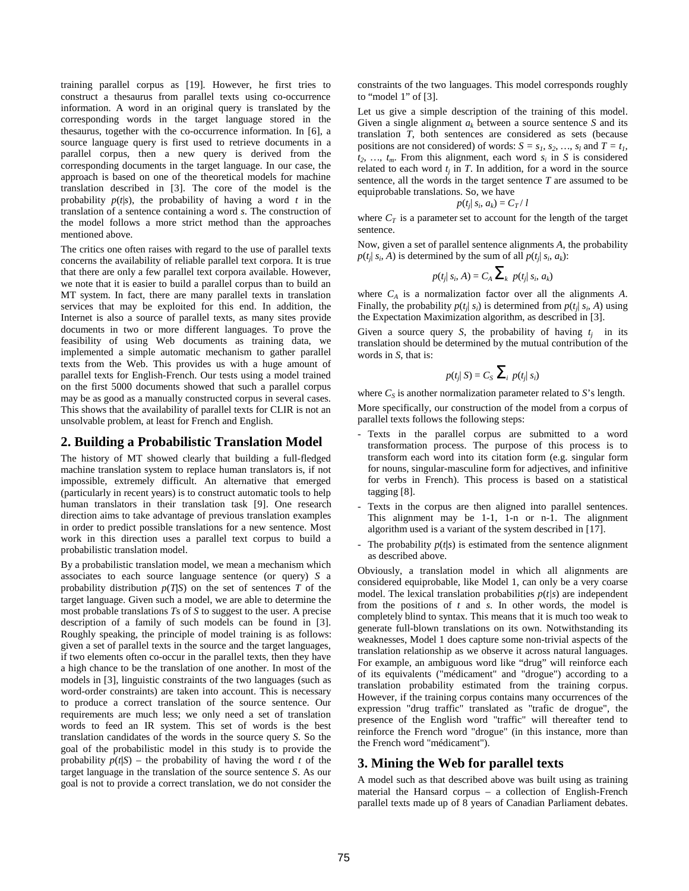training parallel corpus as [19]. However, he first tries to construct a thesaurus from parallel texts using co-occurrence information. A word in an original query is translated by the corresponding words in the target language stored in the thesaurus, together with the co-occurrence information. In [6], a source language query is first used to retrieve documents in a parallel corpus, then a new query is derived from the corresponding documents in the target language. In our case, the approach is based on one of the theoretical models for machine translation described in [3]. The core of the model is the probability $p(t|s)$, the probability of having a word $t$ in the translation of a sentence containing a word $s$. The construction of the model follows a more strict method than the approaches mentioned above.

The critics one often raises with regard to the use of parallel texts concerns the availability of reliable parallel text corpora. It is true that there are only a few parallel text corpora available. However, we note that it is easier to build a parallel corpus than to build an MT system. In fact, there are many parallel texts in translation services that may be exploited for this end. In addition, the Internet is also a source of parallel texts, as many sites provide documents in two or more different languages. To prove the feasibility of using Web documents as training data, we implemented a simple automatic mechanism to gather parallel texts from the Web. This provides us with a huge amount of parallel texts for English-French. Our tests using a model trained on the first 5000 documents showed that such a parallel corpus may be as good as a manually constructed corpus in several cases. This shows that the availability of parallel texts for CLIR is not an unsolvable problem, at least for French and English.

## 2. Building a Probabilistic Translation Model

The history of MT showed clearly that building a full-fledged machine translation system to replace human translators is, if not impossible, extremely difficult. An alternative that emerged (particularly in recent years) is to construct automatic tools to help human translators in their translation task [9]. One research direction aims to take advantage of previous translation examples in order to predict possible translations for a new sentence. Most work in this direction uses a parallel text corpus to build a probabilistic translation model.

By a probabilistic translation model, we mean a mechanism which associates to each source language sentence (or query) $S$ a probability distribution $p(T|S)$ on the set of sentences $T$ of the target language. Given such a model, we are able to determine the most probable translations $T$s of $S$ to suggest to the user. A precise description of a family of such models can be found in [3]. Roughly speaking, the principle of model training is as follows: given a set of parallel texts in the source and the target languages, if two elements often co-occur in the parallel texts, then they have a high chance to be the translation of one another. In most of the models in [3], linguistic constraints of the two languages (such as word-order constraints) are taken into account. This is necessary to produce a correct translation of the source sentence. Our requirements are much less; we only need a set of translation words to feed an IR system. This set of words is the best translation candidates of the words in the source query $S$. So the goal of the probabilistic model in this study is to provide the probability $p(t|S)$ – the probability of having the word $t$ of the target language in the translation of the source sentence $S$. As our goal is not to provide a correct translation, we do not consider the constraints of the two languages. This model corresponds roughly to "model 1" of [3].

Let us give a simple description of the training of this model. Given a single alignment $a_k$ between a source sentence $S$ and its translation $T$, both sentences are considered as sets (because positions are not considered) of words: $S = s_1, s_2, \ldots, s_l$ and $T = t_1, t_2, \ldots, t_m$. From this alignment, each word $s_i$ in $S$ is considered related to each word $t_j$ in $T$. In addition, for a word in the source sentence, all the words in the target sentence $T$ are assumed to be equiprobable translations. So, we have

$$p(t_j| s_i, a_k) = C_T / l$$

where $C_T$ is a parameter set to account for the length of the target sentence.

Now, given a set of parallel sentence alignments $A$, the probability $p(t_j| s_i, A)$ is determined by the sum of all $p(t_j| s_i, a_k)$:

$$p(t_j| s_i, A) = C_A \sum_k p(t_j| s_i, a_k)$$

where $C_A$ is a normalization factor over all the alignments $A$. Finally, the probability $p(t_j| s_i)$ is determined from $p(t_j| s_i, A)$ using the Expectation Maximization algorithm, as described in [3].

Given a source query $S$, the probability of having $t_j$ in its translation should be determined by the mutual contribution of the words in $S$, that is:

$$p(t_j| S) = C_S \sum_i p(t_j| s_i)$$

where $C_S$ is another normalization parameter related to $S$'s length.

More specifically, our construction of the model from a corpus of parallel texts follows the following steps:

- Texts in the parallel corpus are submitted to a word transformation process. The purpose of this process is to transform each word into its citation form (e.g. singular form for nouns, singular-masculine form for adjectives, and infinitive for verbs in French). This process is based on a statistical tagging [8].
- Texts in the corpus are then aligned into parallel sentences. This alignment may be 1-1, 1-n or n-1. The alignment algorithm used is a variant of the system described in [17].
- The probability $p(t|s)$ is estimated from the sentence alignment as described above.

Obviously, a translation model in which all alignments are considered equiprobable, like Model 1, can only be a very coarse model. The lexical translation probabilities $p(t|s)$ are independent from the positions of $t$ and $s$. In other words, the model is completely blind to syntax. This means that it is much too weak to generate full-blown translations on its own. Notwithstanding its weaknesses, Model 1 does capture some non-trivial aspects of the translation relationship as we observe it across natural languages. For example, an ambiguous word like "drug" will reinforce each of its equivalents ("médicament" and "drogue") according to a translation probability estimated from the training corpus. However, if the training corpus contains many occurrences of the expression "drug traffic" translated as "trafic de drogue", the presence of the English word "traffic" will thereafter tend to reinforce the French word "drogue" (in this instance, more than the French word "médicament").

## 3. Mining the Web for parallel texts

A model such as that described above was built using as training material the Hansard corpus – a collection of English-French parallel texts made up of 8 years of Canadian Parliament debates.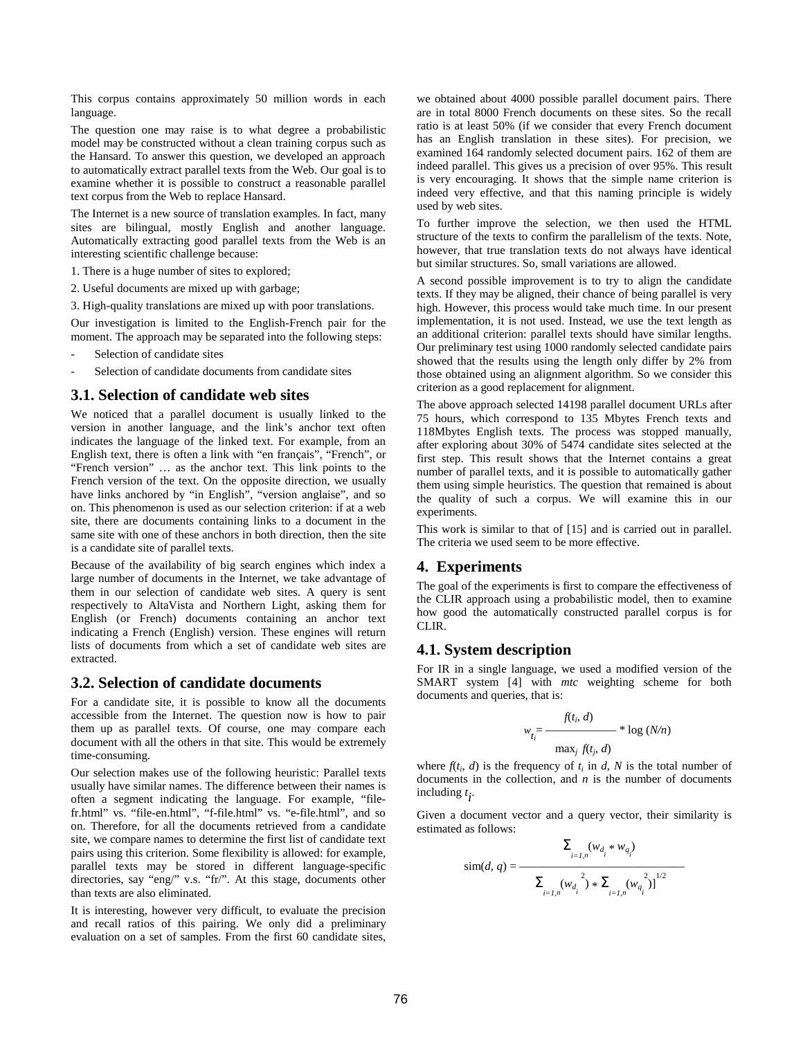This corpus contains approximately 50 million words in each language.

The question one may raise is to what degree a probabilistic model may be constructed without a clean training corpus such as the Hansard. To answer this question, we developed an approach to automatically extract parallel texts from the Web. Our goal is to examine whether it is possible to construct a reasonable parallel text corpus from the Web to replace Hansard.

The Internet is a new source of translation examples. In fact, many sites are bilingual, mostly English and another language. Automatically extracting good parallel texts from the Web is an interesting scientific challenge because:

1. There is a huge number of sites to explored;

2. Useful documents are mixed up with garbage;

3. High-quality translations are mixed up with poor translations.

Our investigation is limited to the English-French pair for the moment. The approach may be separated into the following steps:

- Selection of candidate sites
- Selection of candidate documents from candidate sites

## 3.1. Selection of candidate web sites

We noticed that a parallel document is usually linked to the version in another language, and the link's anchor text often indicates the language of the linked text. For example, from an English text, there is often a link with "en français", "French", or "French version" … as the anchor text. This link points to the French version of the text. On the opposite direction, we usually have links anchored by "in English", "version anglaise", and so on. This phenomenon is used as our selection criterion: if at a web site, there are documents containing links to a document in the same site with one of these anchors in both direction, then the site is a candidate site of parallel texts.

Because of the availability of big search engines which index a large number of documents in the Internet, we take advantage of them in our selection of candidate web sites. A query is sent respectively to AltaVista and Northern Light, asking them for English (or French) documents containing an anchor text indicating a French (English) version. These engines will return lists of documents from which a set of candidate web sites are extracted.

## 3.2. Selection of candidate documents

For a candidate site, it is possible to know all the documents accessible from the Internet. The question now is how to pair them up as parallel texts. Of course, one may compare each document with all the others in that site. This would be extremely time-consuming.

Our selection makes use of the following heuristic: Parallel texts usually have similar names. The difference between their names is often a segment indicating the language. For example, "file-fr.html" vs. "file-en.html", "f-file.html" vs. "e-file.html", and so on. Therefore, for all the documents retrieved from a candidate site, we compare names to determine the first list of candidate text pairs using this criterion. Some flexibility is allowed: for example, parallel texts may be stored in different language-specific directories, say "eng/" v.s. "fr/". At this stage, documents other than texts are also eliminated.

It is interesting, however very difficult, to evaluate the precision and recall ratios of this pairing. We only did a preliminary evaluation on a set of samples. From the first 60 candidate sites, we obtained about 4000 possible parallel document pairs. There are in total 8000 French documents on these sites. So the recall ratio is at least 50% (if we consider that every French document has an English translation in these sites). For precision, we examined 164 randomly selected document pairs. 162 of them are indeed parallel. This gives us a precision of over 95%. This result is very encouraging. It shows that the simple name criterion is indeed very effective, and that this naming principle is widely used by web sites.

To further improve the selection, we then used the HTML structure of the texts to confirm the parallelism of the texts. Note, however, that true translation texts do not always have identical but similar structures. So, small variations are allowed.

A second possible improvement is to try to align the candidate texts. If they may be aligned, their chance of being parallel is very high. However, this process would take much time. In our present implementation, it is not used. Instead, we use the text length as an additional criterion: parallel texts should have similar lengths. Our preliminary test using 1000 randomly selected candidate pairs showed that the results using the length only differ by 2% from those obtained using an alignment algorithm. So we consider this criterion as a good replacement for alignment.

The above approach selected 14198 parallel document URLs after 75 hours, which correspond to 135 Mbytes French texts and 118Mbytes English texts. The process was stopped manually, after exploring about 30% of 5474 candidate sites selected at the first step. This result shows that the Internet contains a great number of parallel texts, and it is possible to automatically gather them using simple heuristics. The question that remained is about the quality of such a corpus. We will examine this in our experiments.

This work is similar to that of [15] and is carried out in parallel. The criteria we used seem to be more effective.

# 4. Experiments

The goal of the experiments is first to compare the effectiveness of the CLIR approach using a probabilistic model, then to examine how good the automatically constructed parallel corpus is for CLIR.

## 4.1. System description

For IR in a single language, we used a modified version of the SMART system [4] with *mtc* weighting scheme for both documents and queries, that is:

$$w_{t_i} = \frac{f(t_i, d)}{\max_j f(t_j, d)} * \log(N/n)$$

where $f(t_i, d)$ is the frequency of $t_i$ in $d$, $N$ is the total number of documents in the collection, and $n$ is the number of documents including $t_i$.

Given a document vector and a query vector, their similarity is estimated as follows:

$$\text{sim}(d, q) = \frac{\sum_{i=1,n} (w_{d_i} * w_{q_i})}{\left[\sum_{i=1,n} (w_{d_i}^2) * \sum_{i=1,n} (w_{q_i}^2)\right]^{1/2}}$$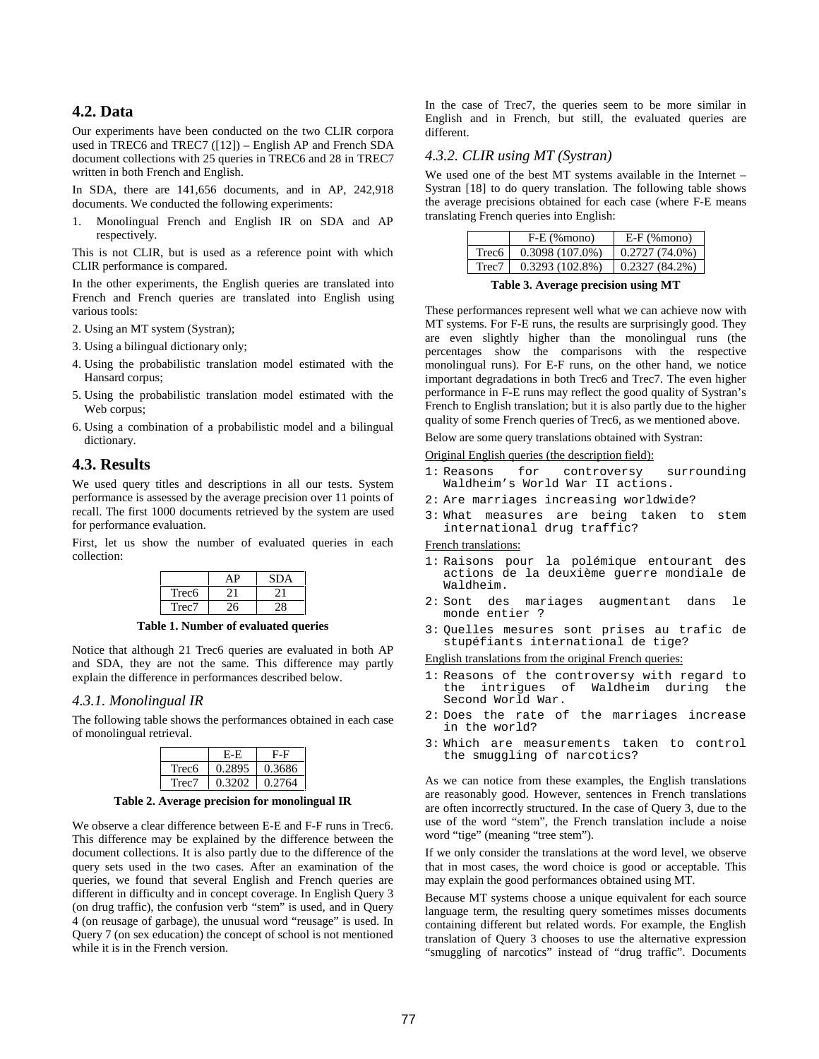## 4.2. Data

Our experiments have been conducted on the two CLIR corpora used in TREC6 and TREC7 ([12]) – English AP and French SDA document collections with 25 queries in TREC6 and 28 in TREC7 written in both French and English.

In SDA, there are 141,656 documents, and in AP, 242,918 documents. We conducted the following experiments:

1. Monolingual French and English IR on SDA and AP respectively.

This is not CLIR, but is used as a reference point with which CLIR performance is compared.

In the other experiments, the English queries are translated into French and French queries are translated into English using various tools:

2. Using an MT system (Systran);
3. Using a bilingual dictionary only;
4. Using the probabilistic translation model estimated with the Hansard corpus;
5. Using the probabilistic translation model estimated with the Web corpus;
6. Using a combination of a probabilistic model and a bilingual dictionary.

## 4.3. Results

We used query titles and descriptions in all our tests. System performance is assessed by the average precision over 11 points of recall. The first 1000 documents retrieved by the system are used for performance evaluation.

First, let us show the number of evaluated queries in each collection:

| | AP | SDA |
|---|---|---|
| Trec6 | 21 | 21 |
| Trec7 | 26 | 28 |

**Table 1. Number of evaluated queries**

Notice that although 21 Trec6 queries are evaluated in both AP and SDA, they are not the same. This difference may partly explain the difference in performances described below.

### *4.3.1. Monolingual IR*

The following table shows the performances obtained in each case of monolingual retrieval.

| | E-E | F-F |
|---|---|---|
| Trec6 | 0.2895 | 0.3686 |
| Trec7 | 0.3202 | 0.2764 |

**Table 2. Average precision for monolingual IR**

We observe a clear difference between E-E and F-F runs in Trec6. This difference may be explained by the difference between the document collections. It is also partly due to the difference of the query sets used in the two cases. After an examination of the queries, we found that several English and French queries are different in difficulty and in concept coverage. In English Query 3 (on drug traffic), the confusion verb "stem" is used, and in Query 4 (on reusage of garbage), the unusual word "reusage" is used. In Query 7 (on sex education) the concept of school is not mentioned while it is in the French version.

In the case of Trec7, the queries seem to be more similar in English and in French, but still, the evaluated queries are different.

### *4.3.2. CLIR using MT (Systran)*

We used one of the best MT systems available in the Internet – Systran [18] to do query translation. The following table shows the average precisions obtained for each case (where F-E means translating French queries into English:

| | F-E (%mono) | E-F (%mono) |
|---|---|---|
| Trec6 | 0.3098 (107.0%) | 0.2727 (74.0%) |
| Trec7 | 0.3293 (102.8%) | 0.2327 (84.2%) |

**Table 3. Average precision using MT**

These performances represent well what we can achieve now with MT systems. For F-E runs, the results are surprisingly good. They are even slightly higher than the monolingual runs (the percentages show the comparisons with the respective monolingual runs). For E-F runs, on the other hand, we notice important degradations in both Trec6 and Trec7. The even higher performance in F-E runs may reflect the good quality of Systran's French to English translation; but it is also partly due to the higher quality of some French queries of Trec6, as we mentioned above.

Below are some query translations obtained with Systran:

Original English queries (the description field):

```
1: Reasons for controversy surrounding
   Waldheim's World War II actions.
2: Are marriages increasing worldwide?
3: What measures are being taken to stem
   international drug traffic?
```

French translations:

```
1: Raisons pour la polémique entourant des
   actions de la deuxième guerre mondiale de
   Waldheim.
2: Sont des mariages augmentant dans le
   monde entier ?
3: Quelles mesures sont prises au trafic de
   stupéfiants international de tige?
```

English translations from the original French queries:

```
1: Reasons of the controversy with regard to
   the intrigues of Waldheim during the
   Second World War.
2: Does the rate of the marriages increase
   in the world?
3: Which are measurements taken to control
   the smuggling of narcotics?
```

As we can notice from these examples, the English translations are reasonably good. However, sentences in French translations are often incorrectly structured. In the case of Query 3, due to the use of the word "stem", the French translation include a noise word "tige" (meaning "tree stem").

If we only consider the translations at the word level, we observe that in most cases, the word choice is good or acceptable. This may explain the good performances obtained using MT.

Because MT systems choose a unique equivalent for each source language term, the resulting query sometimes misses documents containing different but related words. For example, the English translation of Query 3 chooses to use the alternative expression "smuggling of narcotics" instead of "drug traffic". Documents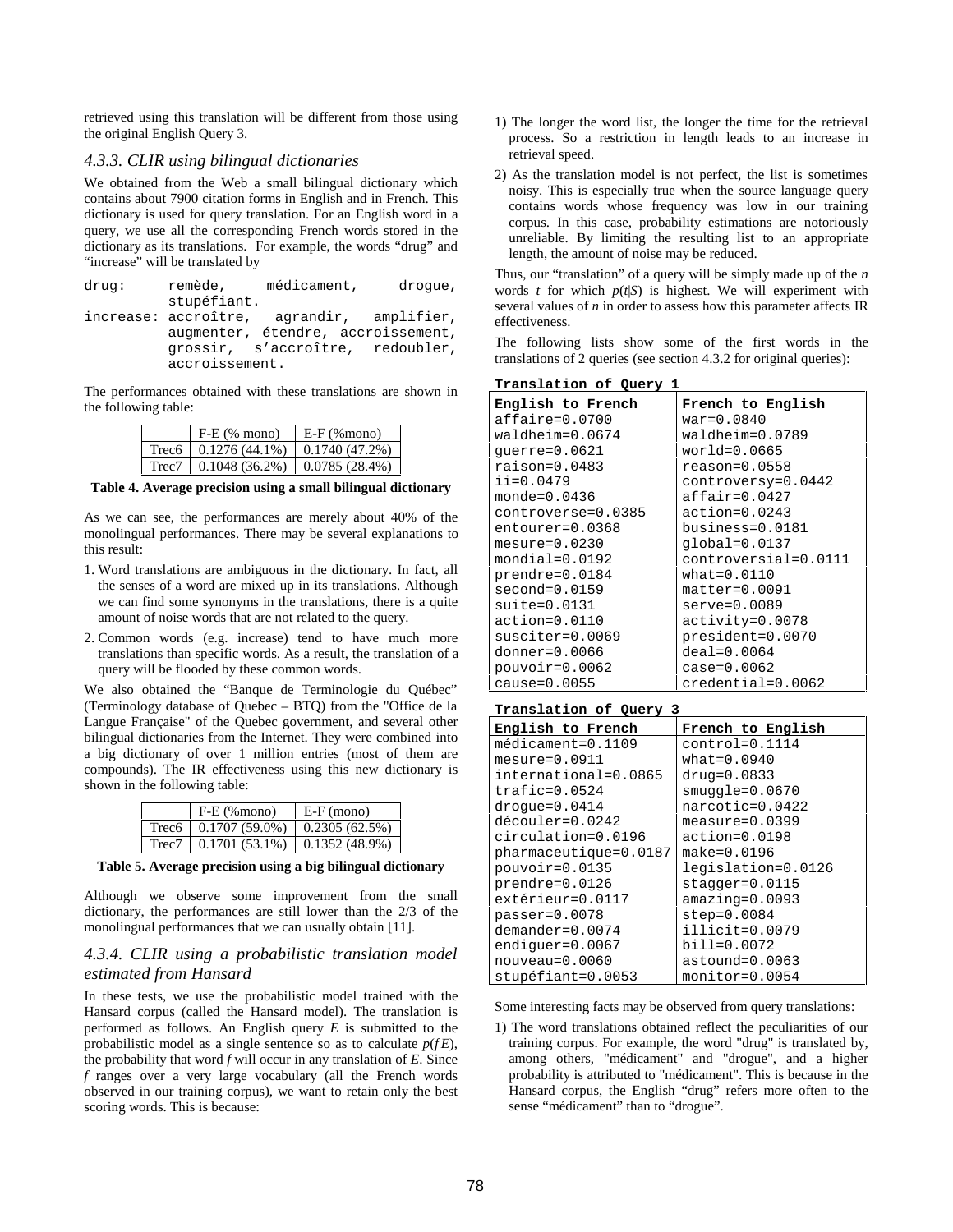retrieved using this translation will be different from those using the original English Query 3.

### 4.3.3. CLIR using bilingual dictionaries

We obtained from the Web a small bilingual dictionary which contains about 7900 citation forms in English and in French. This dictionary is used for query translation. For an English word in a query, we use all the corresponding French words stored in the dictionary as its translations. For example, the words "drug" and "increase" will be translated by

```
drug:     remède, médicament, drogue,
          stupéfiant.
increase: accroître, agrandir, amplifier,
          augmenter, étendre, accroissement,
          grossir, s'accroître, redoubler,
          accroissement.
```

The performances obtained with these translations are shown in the following table:

| | F-E (% mono) | E-F (%mono) |
|---|---|---|
| Trec6 | 0.1276 (44.1%) | 0.1740 (47.2%) |
| Trec7 | 0.1048 (36.2%) | 0.0785 (28.4%) |

**Table 4. Average precision using a small bilingual dictionary**

As we can see, the performances are merely about 40% of the monolingual performances. There may be several explanations to this result:

1. Word translations are ambiguous in the dictionary. In fact, all the senses of a word are mixed up in its translations. Although we can find some synonyms in the translations, there is a quite amount of noise words that are not related to the query.
2. Common words (e.g. increase) tend to have much more translations than specific words. As a result, the translation of a query will be flooded by these common words.

We also obtained the "Banque de Terminologie du Québec" (Terminology database of Quebec – BTQ) from the "Office de la Langue Française" of the Quebec government, and several other bilingual dictionaries from the Internet. They were combined into a big dictionary of over 1 million entries (most of them are compounds). The IR effectiveness using this new dictionary is shown in the following table:

| | F-E (%mono) | E-F (mono) |
|---|---|---|
| Trec6 | 0.1707 (59.0%) | 0.2305 (62.5%) |
| Trec7 | 0.1701 (53.1%) | 0.1352 (48.9%) |

**Table 5. Average precision using a big bilingual dictionary**

Although we observe some improvement from the small dictionary, the performances are still lower than the 2/3 of the monolingual performances that we can usually obtain [11].

### 4.3.4. CLIR using a probabilistic translation model estimated from Hansard

In these tests, we use the probabilistic model trained with the Hansard corpus (called the Hansard model). The translation is performed as follows. An English query $E$ is submitted to the probabilistic model as a single sentence so as to calculate $p(f|E)$, the probability that word $f$ will occur in any translation of $E$. Since $f$ ranges over a very large vocabulary (all the French words observed in our training corpus), we want to retain only the best scoring words. This is because:

1) The longer the word list, the longer the time for the retrieval process. So a restriction in length leads to an increase in retrieval speed.
2) As the translation model is not perfect, the list is sometimes noisy. This is especially true when the source language query contains words whose frequency was low in our training corpus. In this case, probability estimations are notoriously unreliable. By limiting the resulting list to an appropriate length, the amount of noise may be reduced.

Thus, our "translation" of a query will be simply made up of the $n$ words $t$ for which $p(t|S)$ is highest. We will experiment with several values of $n$ in order to assess how this parameter affects IR effectiveness.

The following lists show some of the first words in the translations of 2 queries (see section 4.3.2 for original queries):

**Translation of Query 1**

| English to French | French to English |
|---|---|
| affaire=0.0700 | war=0.0840 |
| waldheim=0.0674 | waldheim=0.0789 |
| guerre=0.0621 | world=0.0665 |
| raison=0.0483 | reason=0.0558 |
| ii=0.0479 | controversy=0.0442 |
| monde=0.0436 | affair=0.0427 |
| controverse=0.0385 | action=0.0243 |
| entourer=0.0368 | business=0.0181 |
| mesure=0.0230 | global=0.0137 |
| mondial=0.0192 | controversial=0.0111 |
| prendre=0.0184 | what=0.0110 |
| second=0.0159 | matter=0.0091 |
| suite=0.0131 | serve=0.0089 |
| action=0.0110 | activity=0.0078 |
| susciter=0.0069 | president=0.0070 |
| donner=0.0066 | deal=0.0064 |
| pouvoir=0.0062 | case=0.0062 |
| cause=0.0055 | credential=0.0062 |

**Translation of Query 3**

| English to French | French to English |
|---|---|
| médicament=0.1109 | control=0.1114 |
| mesure=0.0911 | what=0.0940 |
| international=0.0865 | drug=0.0833 |
| trafic=0.0524 | smuggle=0.0670 |
| drogue=0.0414 | narcotic=0.0422 |
| découler=0.0242 | measure=0.0399 |
| circulation=0.0196 | action=0.0198 |
| pharmaceutique=0.0187 | make=0.0196 |
| pouvoir=0.0135 | legislation=0.0126 |
| prendre=0.0126 | stagger=0.0115 |
| extérieur=0.0117 | amazing=0.0093 |
| passer=0.0078 | step=0.0084 |
| demander=0.0074 | illicit=0.0079 |
| endiguer=0.0067 | bill=0.0072 |
| nouveau=0.0060 | astound=0.0063 |
| stupéfiant=0.0053 | monitor=0.0054 |

Some interesting facts may be observed from query translations:

1) The word translations obtained reflect the peculiarities of our training corpus. For example, the word "drug" is translated by, among others, "médicament" and "drogue", and a higher probability is attributed to "médicament". This is because in the Hansard corpus, the English "drug" refers more often to the sense "médicament" than to "drogue".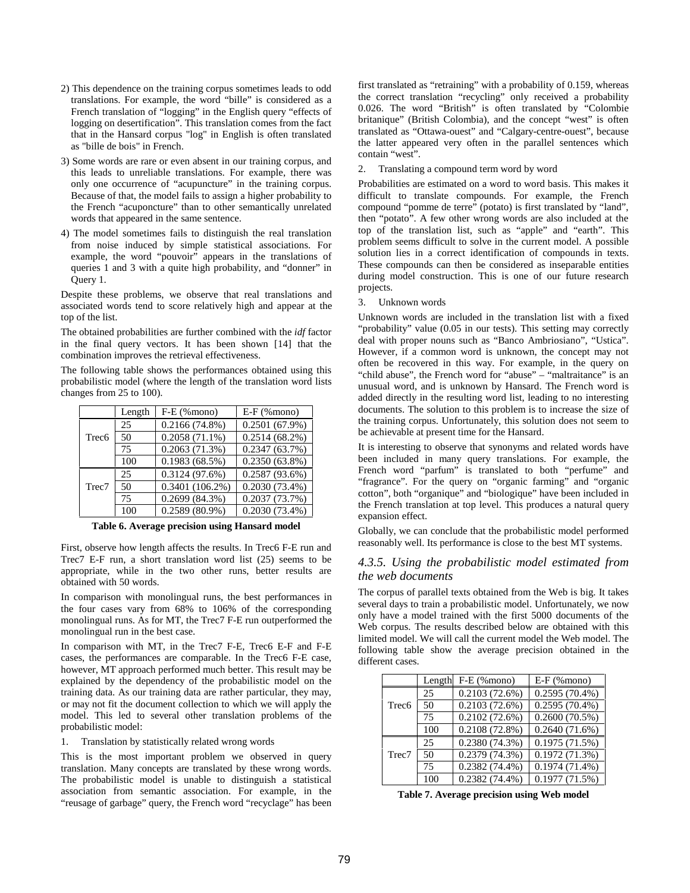2) This dependence on the training corpus sometimes leads to odd translations. For example, the word "bille" is considered as a French translation of "logging" in the English query "effects of logging on desertification". This translation comes from the fact that in the Hansard corpus "log" in English is often translated as "bille de bois" in French.

3) Some words are rare or even absent in our training corpus, and this leads to unreliable translations. For example, there was only one occurrence of "acupuncture" in the training corpus. Because of that, the model fails to assign a higher probability to the French "acuponcture" than to other semantically unrelated words that appeared in the same sentence.

4) The model sometimes fails to distinguish the real translation from noise induced by simple statistical associations. For example, the word "pouvoir" appears in the translations of queries 1 and 3 with a quite high probability, and "donner" in Query 1.

Despite these problems, we observe that real translations and associated words tend to score relatively high and appear at the top of the list.

The obtained probabilities are further combined with the *idf* factor in the final query vectors. It has been shown [14] that the combination improves the retrieval effectiveness.

The following table shows the performances obtained using this probabilistic model (where the length of the translation word lists changes from 25 to 100).

| | Length | F-E (%mono) | E-F (%mono) |
|---|---|---|---|
| Trec6 | 25 | 0.2166 (74.8%) | 0.2501 (67.9%) |
| | 50 | 0.2058 (71.1%) | 0.2514 (68.2%) |
| | 75 | 0.2063 (71.3%) | 0.2347 (63.7%) |
| | 100 | 0.1983 (68.5%) | 0.2350 (63.8%) |
| Trec7 | 25 | 0.3124 (97.6%) | 0.2587 (93.6%) |
| | 50 | 0.3401 (106.2%) | 0.2030 (73.4%) |
| | 75 | 0.2699 (84.3%) | 0.2037 (73.7%) |
| | 100 | 0.2589 (80.9%) | 0.2030 (73.4%) |

**Table 6. Average precision using Hansard model**

First, observe how length affects the results. In Trec6 F-E run and Trec7 E-F run, a short translation word list (25) seems to be appropriate, while in the two other runs, better results are obtained with 50 words.

In comparison with monolingual runs, the best performances in the four cases vary from 68% to 106% of the corresponding monolingual runs. As for MT, the Trec7 F-E run outperformed the monolingual run in the best case.

In comparison with MT, in the Trec7 F-E, Trec6 E-F and F-E cases, the performances are comparable. In the Trec6 F-E case, however, MT approach performed much better. This result may be explained by the dependency of the probabilistic model on the training data. As our training data are rather particular, they may, or may not fit the document collection to which we will apply the model. This led to several other translation problems of the probabilistic model:

1. Translation by statistically related wrong words

This is the most important problem we observed in query translation. Many concepts are translated by these wrong words. The probabilistic model is unable to distinguish a statistical association from semantic association. For example, in the "reusage of garbage" query, the French word "recyclage" has been first translated as "retraining" with a probability of 0.159, whereas the correct translation "recycling" only received a probability 0.026. The word "British" is often translated by "Colombie britanique" (British Colombia), and the concept "west" is often translated as "Ottawa-ouest" and "Calgary-centre-ouest", because the latter appeared very often in the parallel sentences which contain "west".

2. Translating a compound term word by word

Probabilities are estimated on a word to word basis. This makes it difficult to translate compounds. For example, the French compound "pomme de terre" (potato) is first translated by "land", then "potato". A few other wrong words are also included at the top of the translation list, such as "apple" and "earth". This problem seems difficult to solve in the current model. A possible solution lies in a correct identification of compounds in texts. These compounds can then be considered as inseparable entities during model construction. This is one of our future research projects.

3. Unknown words

Unknown words are included in the translation list with a fixed "probability" value (0.05 in our tests). This setting may correctly deal with proper nouns such as "Banco Ambriosiano", "Ustica". However, if a common word is unknown, the concept may not often be recovered in this way. For example, in the query on "child abuse", the French word for "abuse" – "maltraitance" is an unusual word, and is unknown by Hansard. The French word is added directly in the resulting word list, leading to no interesting documents. The solution to this problem is to increase the size of the training corpus. Unfortunately, this solution does not seem to be achievable at present time for the Hansard.

It is interesting to observe that synonyms and related words have been included in many query translations. For example, the French word "parfum" is translated to both "perfume" and "fragrance". For the query on "organic farming" and "organic cotton", both "organique" and "biologique" have been included in the French translation at top level. This produces a natural query expansion effect.

Globally, we can conclude that the probabilistic model performed reasonably well. Its performance is close to the best MT systems.

### *4.3.5. Using the probabilistic model estimated from the web documents*

The corpus of parallel texts obtained from the Web is big. It takes several days to train a probabilistic model. Unfortunately, we now only have a model trained with the first 5000 documents of the Web corpus. The results described below are obtained with this limited model. We will call the current model the Web model. The following table show the average precision obtained in the different cases.

| | Length | F-E (%mono) | E-F (%mono) |
|---|---|---|---|
| Trec6 | 25 | 0.2103 (72.6%) | 0.2595 (70.4%) |
| | 50 | 0.2103 (72.6%) | 0.2595 (70.4%) |
| | 75 | 0.2102 (72.6%) | 0.2600 (70.5%) |
| | 100 | 0.2108 (72.8%) | 0.2640 (71.6%) |
| Trec7 | 25 | 0.2380 (74.3%) | 0.1975 (71.5%) |
| | 50 | 0.2379 (74.3%) | 0.1972 (71.3%) |
| | 75 | 0.2382 (74.4%) | 0.1974 (71.4%) |
| | 100 | 0.2382 (74.4%) | 0.1977 (71.5%) |

**Table 7. Average precision using Web model**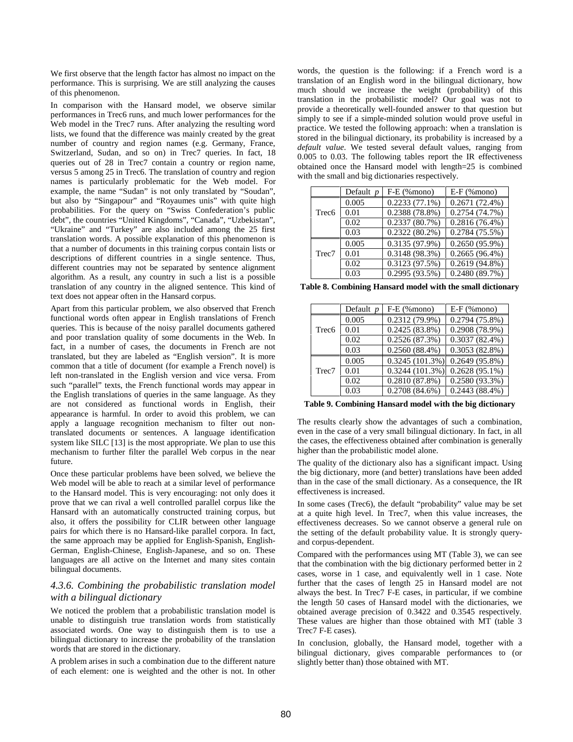We first observe that the length factor has almost no impact on the performance. This is surprising. We are still analyzing the causes of this phenomenon.

In comparison with the Hansard model, we observe similar performances in Trec6 runs, and much lower performances for the Web model in the Trec7 runs. After analyzing the resulting word lists, we found that the difference was mainly created by the great number of country and region names (e.g. Germany, France, Switzerland, Sudan, and so on) in Trec7 queries. In fact, 18 queries out of 28 in Trec7 contain a country or region name, versus 5 among 25 in Trec6. The translation of country and region names is particularly problematic for the Web model. For example, the name "Sudan" is not only translated by "Soudan", but also by "Singapour" and "Royaumes unis" with quite high probabilities. For the query on "Swiss Confederation's public debt", the countries "United Kingdoms", "Canada", "Uzbekistan", "Ukraine" and "Turkey" are also included among the 25 first translation words. A possible explanation of this phenomenon is that a number of documents in this training corpus contain lists or descriptions of different countries in a single sentence. Thus, different countries may not be separated by sentence alignment algorithm. As a result, any country in such a list is a possible translation of any country in the aligned sentence. This kind of text does not appear often in the Hansard corpus.

Apart from this particular problem, we also observed that French functional words often appear in English translations of French queries. This is because of the noisy parallel documents gathered and poor translation quality of some documents in the Web. In fact, in a number of cases, the documents in French are not translated, but they are labeled as "English version". It is more common that a title of document (for example a French novel) is left non-translated in the English version and vice versa. From such "parallel" texts, the French functional words may appear in the English translations of queries in the same language. As they are not considered as functional words in English, their appearance is harmful. In order to avoid this problem, we can apply a language recognition mechanism to filter out non-translated documents or sentences. A language identification system like SILC [13] is the most appropriate. We plan to use this mechanism to further filter the parallel Web corpus in the near future.

Once these particular problems have been solved, we believe the Web model will be able to reach at a similar level of performance to the Hansard model. This is very encouraging: not only does it prove that we can rival a well controlled parallel corpus like the Hansard with an automatically constructed training corpus, but also, it offers the possibility for CLIR between other language pairs for which there is no Hansard-like parallel corpora. In fact, the same approach may be applied for English-Spanish, English-German, English-Chinese, English-Japanese, and so on. These languages are all active on the Internet and many sites contain bilingual documents.

### *4.3.6. Combining the probabilistic translation model with a bilingual dictionary*

We noticed the problem that a probabilistic translation model is unable to distinguish true translation words from statistically associated words. One way to distinguish them is to use a bilingual dictionary to increase the probability of the translation words that are stored in the dictionary.

A problem arises in such a combination due to the different nature of each element: one is weighted and the other is not. In other words, the question is the following: if a French word is a translation of an English word in the bilingual dictionary, how much should we increase the weight (probability) of this translation in the probabilistic model? Our goal was not to provide a theoretically well-founded answer to that question but simply to see if a simple-minded solution would prove useful in practice. We tested the following approach: when a translation is stored in the bilingual dictionary, its probability is increased by a *default value*. We tested several default values, ranging from 0.005 to 0.03. The following tables report the IR effectiveness obtained once the Hansard model with length=25 is combined with the small and big dictionaries respectively.

| | Default *p* | F-E (%mono) | E-F (%mono) |
|---|---|---|---|
| Trec6 | 0.005 | 0.2233 (77.1%) | 0.2671 (72.4%) |
| | 0.01 | 0.2388 (78.8%) | 0.2754 (74.7%) |
| | 0.02 | 0.2337 (80.7%) | 0.2816 (76.4%) |
| | 0.03 | 0.2322 (80.2%) | 0.2784 (75.5%) |
| Trec7 | 0.005 | 0.3135 (97.9%) | 0.2650 (95.9%) |
| | 0.01 | 0.3148 (98.3%) | 0.2665 (96.4%) |
| | 0.02 | 0.3123 (97.5%) | 0.2619 (94.8%) |
| | 0.03 | 0.2995 (93.5%) | 0.2480 (89.7%) |

**Table 8. Combining Hansard model with the small dictionary**

| | Default *p* | F-E (%mono) | E-F (%mono) |
|---|---|---|---|
| Trec6 | 0.005 | 0.2312 (79.9%) | 0.2794 (75.8%) |
| | 0.01 | 0.2425 (83.8%) | 0.2908 (78.9%) |
| | 0.02 | 0.2526 (87.3%) | 0.3037 (82.4%) |
| | 0.03 | 0.2560 (88.4%) | 0.3053 (82.8%) |
| Trec7 | 0.005 | 0.3245 (101.3%) | 0.2649 (95.8%) |
| | 0.01 | 0.3244 (101.3%) | 0.2628 (95.1%) |
| | 0.02 | 0.2810 (87.8%) | 0.2580 (93.3%) |
| | 0.03 | 0.2708 (84.6%) | 0.2443 (88.4%) |

**Table 9. Combining Hansard model with the big dictionary**

The results clearly show the advantages of such a combination, even in the case of a very small bilingual dictionary. In fact, in all the cases, the effectiveness obtained after combination is generally higher than the probabilistic model alone.

The quality of the dictionary also has a significant impact. Using the big dictionary, more (and better) translations have been added than in the case of the small dictionary. As a consequence, the IR effectiveness is increased.

In some cases (Trec6), the default "probability" value may be set at a quite high level. In Trec7, when this value increases, the effectiveness decreases. So we cannot observe a general rule on the setting of the default probability value. It is strongly query- and corpus-dependent.

Compared with the performances using MT (Table 3), we can see that the combination with the big dictionary performed better in 2 cases, worse in 1 case, and equivalently well in 1 case. Note further that the cases of length 25 in Hansard model are not always the best. In Trec7 F-E cases, in particular, if we combine the length 50 cases of Hansard model with the dictionaries, we obtained average precision of 0.3422 and 0.3545 respectively. These values are higher than those obtained with MT (table 3 Trec7 F-E cases).

In conclusion, globally, the Hansard model, together with a bilingual dictionary, gives comparable performances to (or slightly better than) those obtained with MT.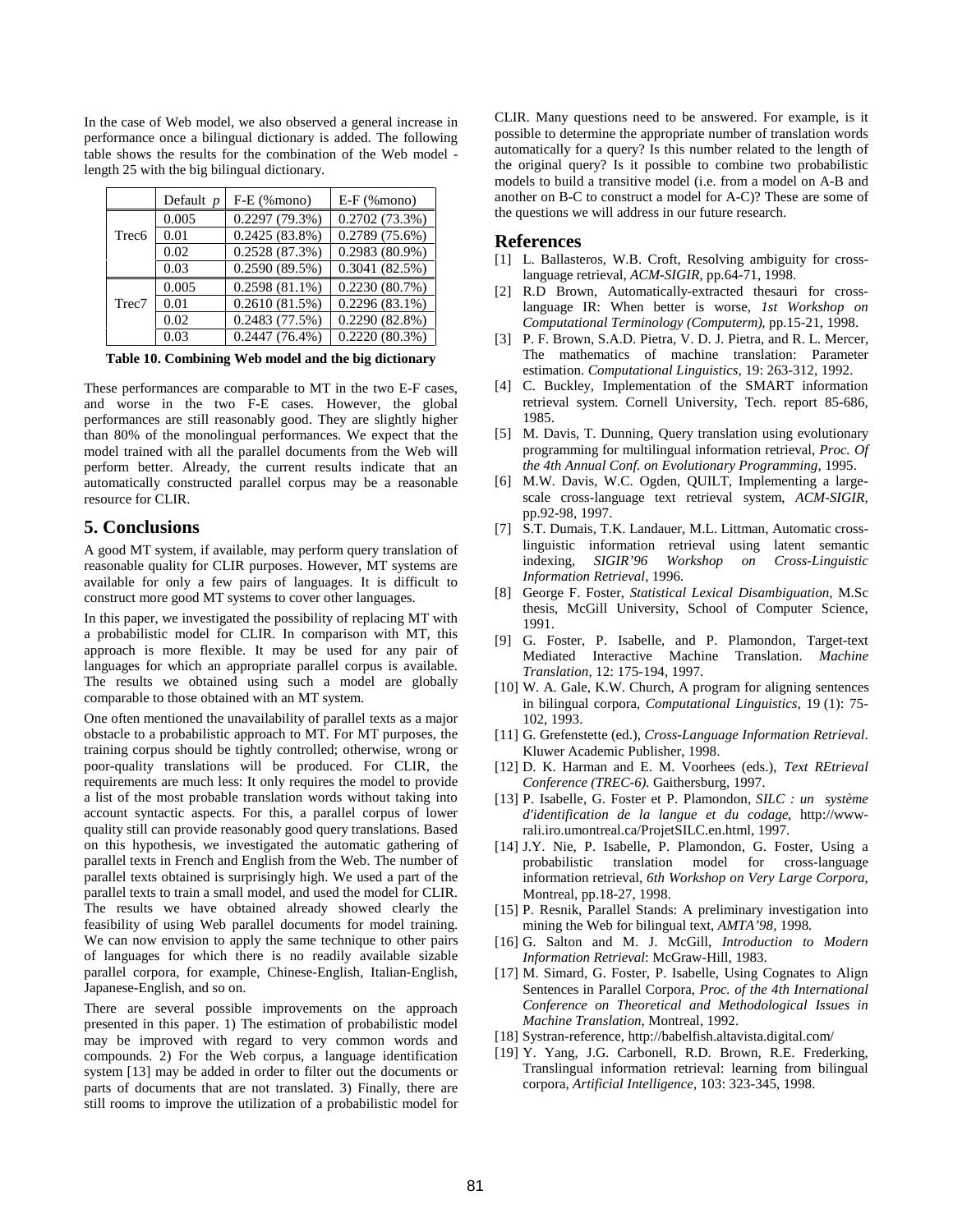In the case of Web model, we also observed a general increase in performance once a bilingual dictionary is added. The following table shows the results for the combination of the Web model - length 25 with the big bilingual dictionary.

| | Default *p* | F-E (%mono) | E-F (%mono) |
|---|---|---|---|
| Trec6 | 0.005 | 0.2297 (79.3%) | 0.2702 (73.3%) |
| | 0.01 | 0.2425 (83.8%) | 0.2789 (75.6%) |
| | 0.02 | 0.2528 (87.3%) | 0.2983 (80.9%) |
| | 0.03 | 0.2590 (89.5%) | 0.3041 (82.5%) |
| Trec7 | 0.005 | 0.2598 (81.1%) | 0.2230 (80.7%) |
| | 0.01 | 0.2610 (81.5%) | 0.2296 (83.1%) |
| | 0.02 | 0.2483 (77.5%) | 0.2290 (82.8%) |
| | 0.03 | 0.2447 (76.4%) | 0.2220 (80.3%) |

**Table 10. Combining Web model and the big dictionary**

These performances are comparable to MT in the two E-F cases, and worse in the two F-E cases. However, the global performances are still reasonably good. They are slightly higher than 80% of the monolingual performances. We expect that the model trained with all the parallel documents from the Web will perform better. Already, the current results indicate that an automatically constructed parallel corpus may be a reasonable resource for CLIR.

## 5. Conclusions

A good MT system, if available, may perform query translation of reasonable quality for CLIR purposes. However, MT systems are available for only a few pairs of languages. It is difficult to construct more good MT systems to cover other languages.

In this paper, we investigated the possibility of replacing MT with a probabilistic model for CLIR. In comparison with MT, this approach is more flexible. It may be used for any pair of languages for which an appropriate parallel corpus is available. The results we obtained using such a model are globally comparable to those obtained with an MT system.

One often mentioned the unavailability of parallel texts as a major obstacle to a probabilistic approach to MT. For MT purposes, the training corpus should be tightly controlled; otherwise, wrong or poor-quality translations will be produced. For CLIR, the requirements are much less: It only requires the model to provide a list of the most probable translation words without taking into account syntactic aspects. For this, a parallel corpus of lower quality still can provide reasonably good query translations. Based on this hypothesis, we investigated the automatic gathering of parallel texts in French and English from the Web. The number of parallel texts obtained is surprisingly high. We used a part of the parallel texts to train a small model, and used the model for CLIR. The results we have obtained already showed clearly the feasibility of using Web parallel documents for model training. We can now envision to apply the same technique to other pairs of languages for which there is no readily available sizable parallel corpora, for example, Chinese-English, Italian-English, Japanese-English, and so on.

There are several possible improvements on the approach presented in this paper. 1) The estimation of probabilistic model may be improved with regard to very common words and compounds. 2) For the Web corpus, a language identification system [13] may be added in order to filter out the documents or parts of documents that are not translated. 3) Finally, there are still rooms to improve the utilization of a probabilistic model for CLIR. Many questions need to be answered. For example, is it possible to determine the appropriate number of translation words automatically for a query? Is this number related to the length of the original query? Is it possible to combine two probabilistic models to build a transitive model (i.e. from a model on A-B and another on B-C to construct a model for A-C)? These are some of the questions we will address in our future research.

## References

[1] L. Ballasteros, W.B. Croft, Resolving ambiguity for cross-language retrieval, *ACM-SIGIR*, pp.64-71, 1998.

[2] R.D Brown, Automatically-extracted thesauri for cross-language IR: When better is worse, *1st Workshop on Computational Terminology (Computerm)*, pp.15-21, 1998.

[3] P. F. Brown, S.A.D. Pietra, V. D. J. Pietra, and R. L. Mercer, The mathematics of machine translation: Parameter estimation. *Computational Linguistics*, 19: 263-312, 1992.

[4] C. Buckley, Implementation of the SMART information retrieval system. Cornell University, Tech. report 85-686, 1985.

[5] M. Davis, T. Dunning, Query translation using evolutionary programming for multilingual information retrieval, *Proc. Of the 4th Annual Conf. on Evolutionary Programming*, 1995.

[6] M.W. Davis, W.C. Ogden, QUILT, Implementing a large-scale cross-language text retrieval system, *ACM-SIGIR*, pp.92-98, 1997.

[7] S.T. Dumais, T.K. Landauer, M.L. Littman, Automatic cross-linguistic information retrieval using latent semantic indexing, *SIGIR'96 Workshop on Cross-Linguistic Information Retrieval*, 1996.

[8] George F. Foster, *Statistical Lexical Disambiguation*, M.Sc thesis, McGill University, School of Computer Science, 1991.

[9] G. Foster, P. Isabelle, and P. Plamondon, Target-text Mediated Interactive Machine Translation. *Machine Translation*, 12: 175-194, 1997.

[10] W. A. Gale, K.W. Church, A program for aligning sentences in bilingual corpora, *Computational Linguistics*, 19 (1): 75-102, 1993.

[11] G. Grefenstette (ed.), *Cross-Language Information Retrieval*. Kluwer Academic Publisher, 1998.

[12] D. K. Harman and E. M. Voorhees (eds.), *Text REtrieval Conference (TREC-6)*. Gaithersburg, 1997.

[13] P. Isabelle, G. Foster et P. Plamondon, *SILC : un système d'identification de la langue et du codage*, http://www-rali.iro.umontreal.ca/ProjetSILC.en.html, 1997.

[14] J.Y. Nie, P. Isabelle, P. Plamondon, G. Foster, Using a probabilistic translation model for cross-language information retrieval, *6th Workshop on Very Large Corpora*, Montreal, pp.18-27, 1998.

[15] P. Resnik, Parallel Stands: A preliminary investigation into mining the Web for bilingual text, *AMTA'98*, 1998.

[16] G. Salton and M. J. McGill, *Introduction to Modern Information Retrieval*: McGraw-Hill, 1983.

[17] M. Simard, G. Foster, P. Isabelle, Using Cognates to Align Sentences in Parallel Corpora, *Proc. of the 4th International Conference on Theoretical and Methodological Issues in Machine Translation*, Montreal, 1992.

[18] Systran-reference, http://babelfish.altavista.digital.com/

[19] Y. Yang, J.G. Carbonell, R.D. Brown, R.E. Frederking, Translingual information retrieval: learning from bilingual corpora, *Artificial Intelligence*, 103: 323-345, 1998.